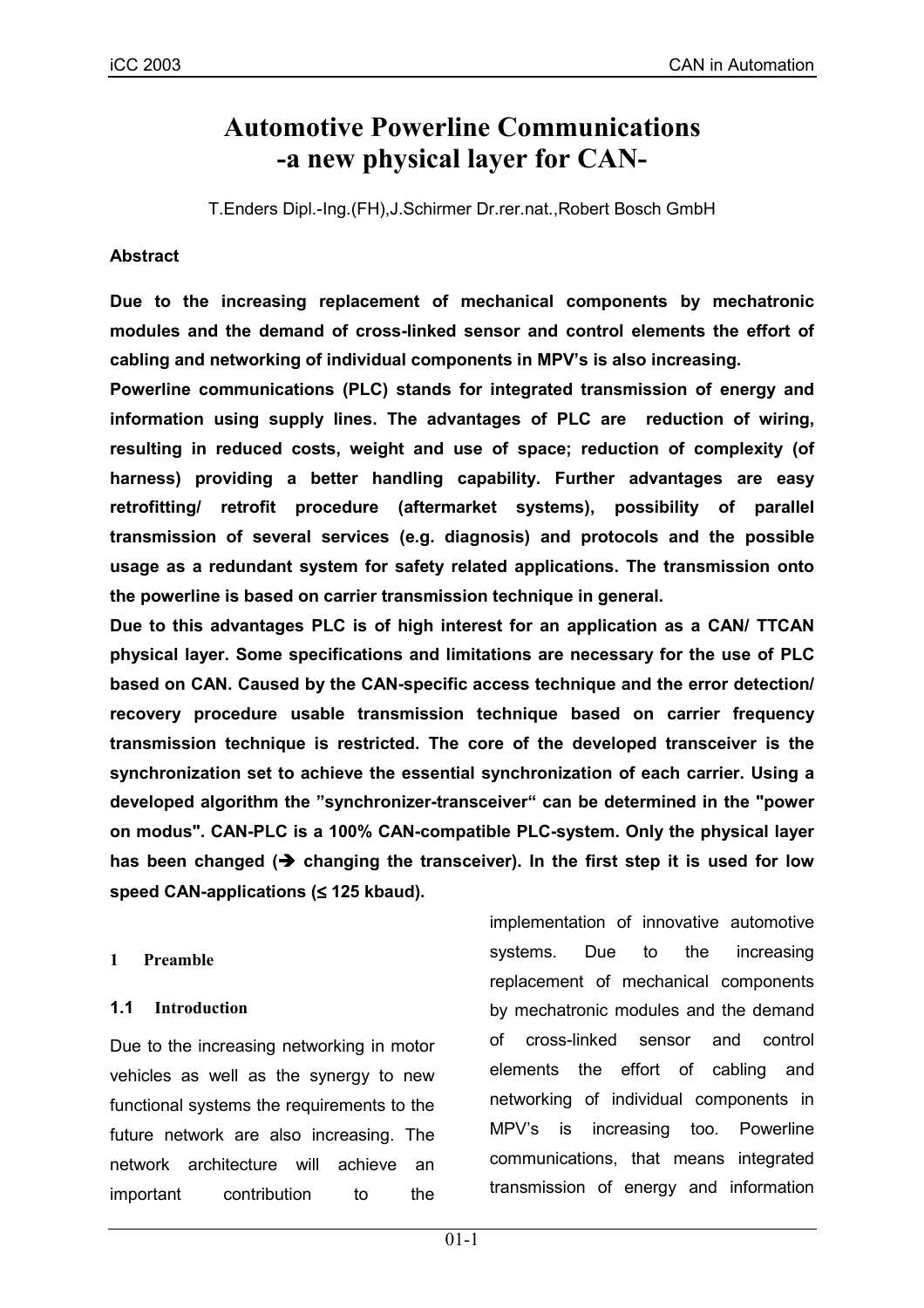# Automotive Powerline Communications -a new physical layer for CAN-

T.Enders Dipl.-Ing.(FH),J.Schirmer Dr.rer.nat.,Robert Bosch GmbH

**Abstract**

**Due to the increasing replacement of mechanical components by mechatronic modules and the demand of cross-linked sensor and control elements the effort of cabling and networking of individual components in MPV's is also increasing.**

**Powerline communications (PLC) stands for integrated transmission of energy and information using supply lines. The advantages of PLC are reduction of wiring, resulting in reduced costs, weight and use of space; reduction of complexity (of harness) providing a better handling capability. Further advantages are easy retrofitting/ retrofit procedure (aftermarket systems), possibility of parallel transmission of several services (e.g. diagnosis) and protocols and the possible usage as a redundant system for safety related applications. The transmission onto the powerline is based on carrier transmission technique in general.**

**Due to this advantages PLC is of high interest for an application as a CAN/ TTCAN physical layer. Some specifications and limitations are necessary for the use of PLC based on CAN. Caused by the CAN-specific access technique and the error detection/ recovery procedure usable transmission technique based on carrier frequency transmission technique is restricted. The core of the developed transceiver is the synchronization set to achieve the essential synchronization of each carrier. Using a developed algorithm the "synchronizer-transceiver" can be determined in the "power on modus". CAN-PLC is a 100% CAN-compatible PLC-system. Only the physical layer has been changed (➔ changing the transceiver). In the first step it is used for low speed CAN-applications (≤ 125 kbaud).**

## 1 Preamble

### 1.1 Introduction

Due to the increasing networking in motor vehicles as well as the synergy to new functional systems the requirements to the future network are also increasing. The network architecture will achieve an important contribution to the implementation of innovative automotive systems. Due to the increasing replacement of mechanical components by mechatronic modules and the demand of cross-linked sensor and control elements the effort of cabling and networking of individual components in MPV's is increasing too. Powerline communications, that means integrated transmission of energy and information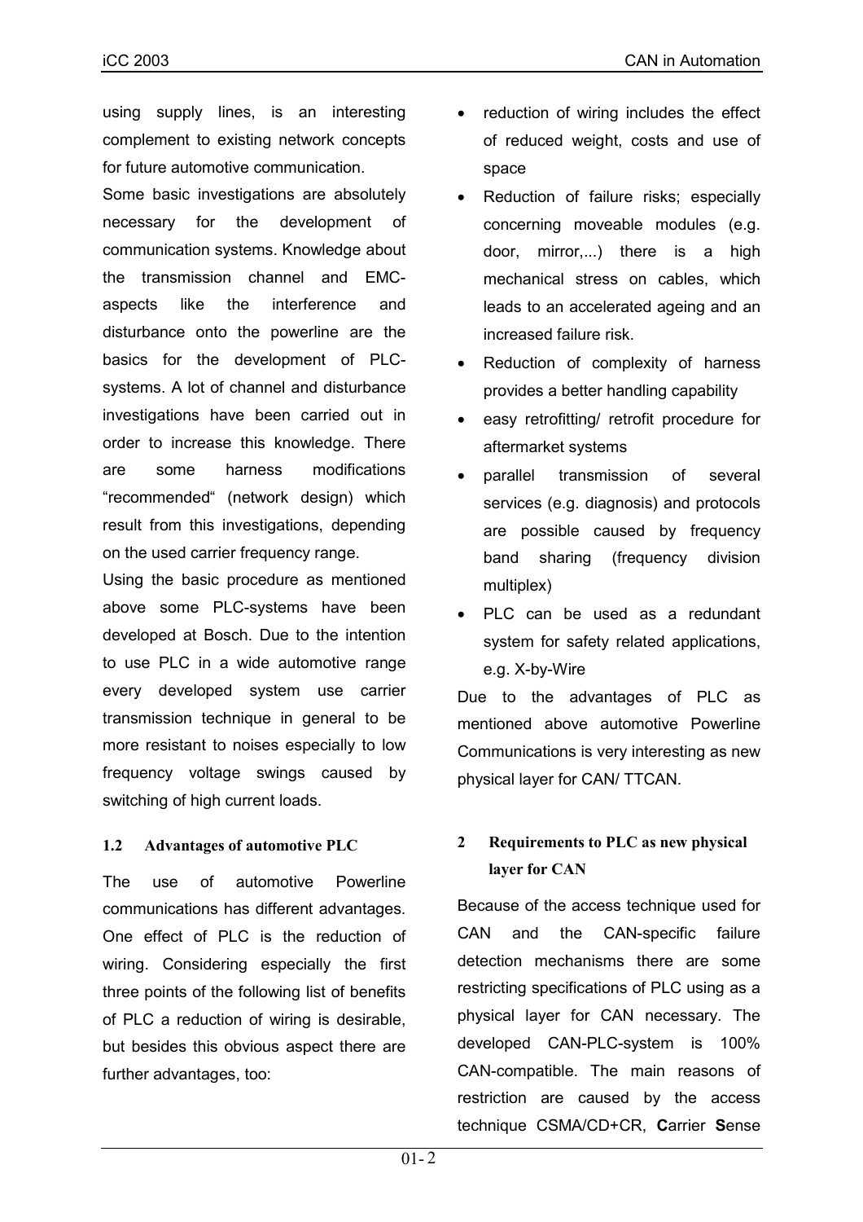using supply lines, is an interesting complement to existing network concepts for future automotive communication.

Some basic investigations are absolutely necessary for the development of communication systems. Knowledge about the transmission channel and EMC-aspects like the interference and disturbance onto the powerline are the basics for the development of PLC-systems. A lot of channel and disturbance investigations have been carried out in order to increase this knowledge. There are some harness modifications "recommended" (network design) which result from this investigations, depending on the used carrier frequency range.

Using the basic procedure as mentioned above some PLC-systems have been developed at Bosch. Due to the intention to use PLC in a wide automotive range every developed system use carrier transmission technique in general to be more resistant to noises especially to low frequency voltage swings caused by switching of high current loads.

### 1.2 Advantages of automotive PLC

The use of automotive Powerline communications has different advantages. One effect of PLC is the reduction of wiring. Considering especially the first three points of the following list of benefits of PLC a reduction of wiring is desirable, but besides this obvious aspect there are further advantages, too:

- reduction of wiring includes the effect of reduced weight, costs and use of space
- Reduction of failure risks; especially concerning moveable modules (e.g. door, mirror,...) there is a high mechanical stress on cables, which leads to an accelerated ageing and an increased failure risk.
- Reduction of complexity of harness provides a better handling capability
- easy retrofitting/ retrofit procedure for aftermarket systems
- parallel transmission of several services (e.g. diagnosis) and protocols are possible caused by frequency band sharing (frequency division multiplex)
- PLC can be used as a redundant system for safety related applications, e.g. X-by-Wire

Due to the advantages of PLC as mentioned above automotive Powerline Communications is very interesting as new physical layer for CAN/ TTCAN.

## 2 Requirements to PLC as new physical layer for CAN

Because of the access technique used for CAN and the CAN-specific failure detection mechanisms there are some restricting specifications of PLC using as a physical layer for CAN necessary. The developed CAN-PLC-system is 100% CAN-compatible. The main reasons of restriction are caused by the access technique CSMA/CD+CR, **C**arrier **S**ense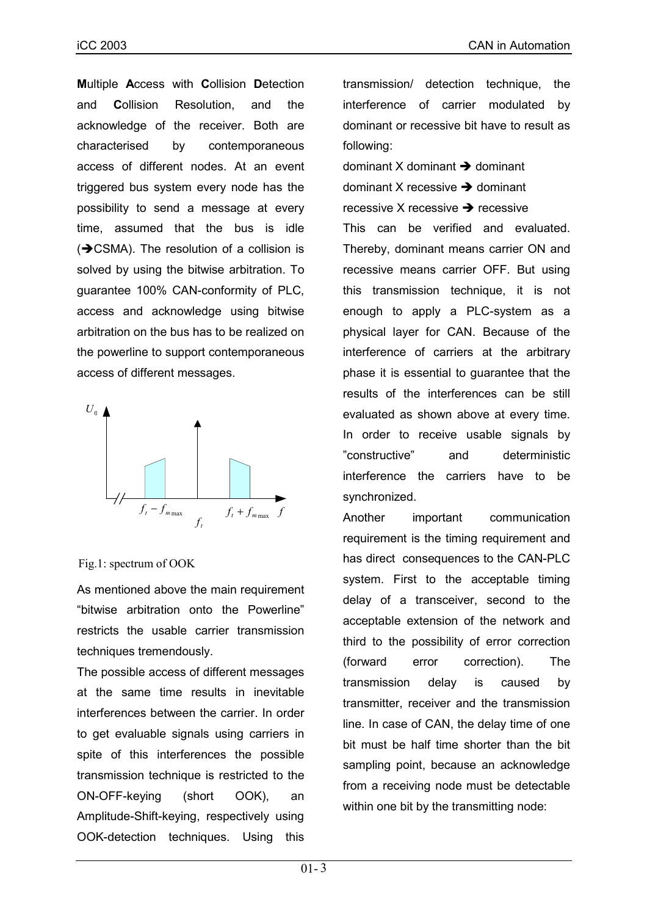**M**ultiple **A**ccess with **C**ollision **D**etection and **C**ollision Resolution, and the acknowledge of the receiver. Both are characterised by contemporaneous access of different nodes. At an event triggered bus system every node has the possibility to send a message at every time, assumed that the bus is idle (➔CSMA). The resolution of a collision is solved by using the bitwise arbitration. To guarantee 100% CAN-conformity of PLC, access and acknowledge using bitwise arbitration on the bus has to be realized on the powerline to support contemporaneous access of different messages.

Fig.1: spectrum of OOK

As mentioned above the main requirement "bitwise arbitration onto the Powerline" restricts the usable carrier transmission techniques tremendously.

The possible access of different messages at the same time results in inevitable interferences between the carrier. In order to get evaluable signals using carriers in spite of this interferences the possible transmission technique is restricted to the ON-OFF-keying (short OOK), an Amplitude-Shift-keying, respectively using OOK-detection techniques. Using this transmission/ detection technique, the interference of carrier modulated by dominant or recessive bit have to result as following:

dominant X dominant ➔ dominant
dominant X recessive ➔ dominant
recessive X recessive ➔ recessive

This can be verified and evaluated. Thereby, dominant means carrier ON and recessive means carrier OFF. But using this transmission technique, it is not enough to apply a PLC-system as a physical layer for CAN. Because of the interference of carriers at the arbitrary phase it is essential to guarantee that the results of the interferences can be still evaluated as shown above at every time. In order to receive usable signals by "constructive" and deterministic interference the carriers have to be synchronized.

Another important communication requirement is the timing requirement and has direct consequences to the CAN-PLC system. First to the acceptable timing delay of a transceiver, second to the acceptable extension of the network and third to the possibility of error correction (forward error correction). The transmission delay is caused by transmitter, receiver and the transmission line. In case of CAN, the delay time of one bit must be half time shorter than the bit sampling point, because an acknowledge from a receiving node must be detectable within one bit by the transmitting node: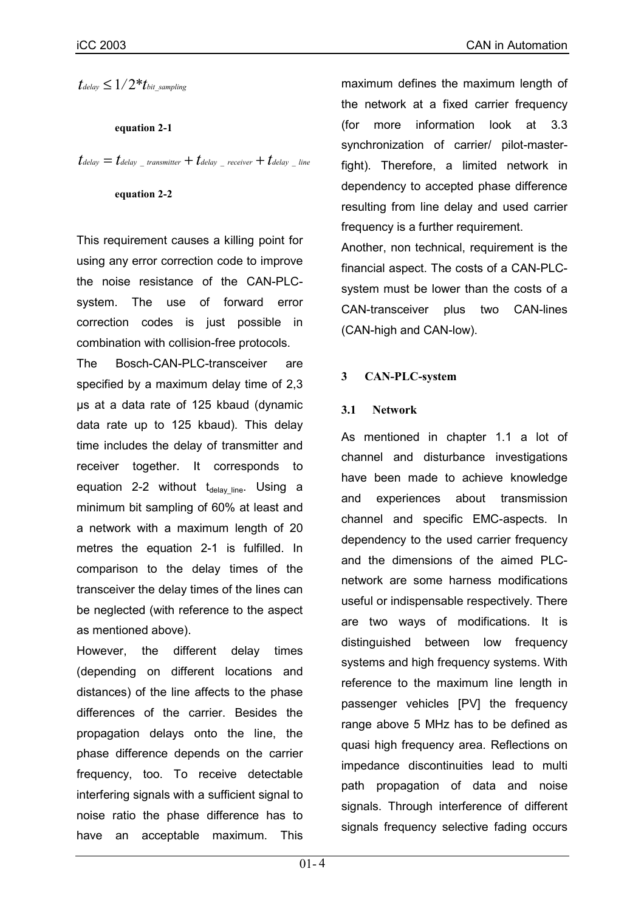$$t_{delay} \leq 1/2 * t_{bit\_sampling}$$

**equation 2-1**

$$t_{delay} = t_{delay\_transmitter} + t_{delay\_receiver} + t_{delay\_line}$$

**equation 2-2**

This requirement causes a killing point for using any error correction code to improve the noise resistance of the CAN-PLC-system. The use of forward error correction codes is just possible in combination with collision-free protocols.

The Bosch-CAN-PLC-transceiver are specified by a maximum delay time of 2,3 µs at a data rate of 125 kbaud (dynamic data rate up to 125 kbaud). This delay time includes the delay of transmitter and receiver together. It corresponds to equation 2-2 without $t_{delay\_line}$. Using a minimum bit sampling of 60% at least and a network with a maximum length of 20 metres the equation 2-1 is fulfilled. In comparison to the delay times of the transceiver the delay times of the lines can be neglected (with reference to the aspect as mentioned above).

However, the different delay times (depending on different locations and distances) of the line affects to the phase differences of the carrier. Besides the propagation delays onto the line, the phase difference depends on the carrier frequency, too. To receive detectable interfering signals with a sufficient signal to noise ratio the phase difference has to have an acceptable maximum. This maximum defines the maximum length of the network at a fixed carrier frequency (for more information look at 3.3 synchronization of carrier/ pilot-master-fight). Therefore, a limited network in dependency to accepted phase difference resulting from line delay and used carrier frequency is a further requirement.

Another, non technical, requirement is the financial aspect. The costs of a CAN-PLC-system must be lower than the costs of a CAN-transceiver plus two CAN-lines (CAN-high and CAN-low).

## 3 CAN-PLC-system

### 3.1 Network

As mentioned in chapter 1.1 a lot of channel and disturbance investigations have been made to achieve knowledge and experiences about transmission channel and specific EMC-aspects. In dependency to the used carrier frequency and the dimensions of the aimed PLC-network are some harness modifications useful or indispensable respectively. There are two ways of modifications. It is distinguished between low frequency systems and high frequency systems. With reference to the maximum line length in passenger vehicles [PV] the frequency range above 5 MHz has to be defined as quasi high frequency area. Reflections on impedance discontinuities lead to multi path propagation of data and noise signals. Through interference of different signals frequency selective fading occurs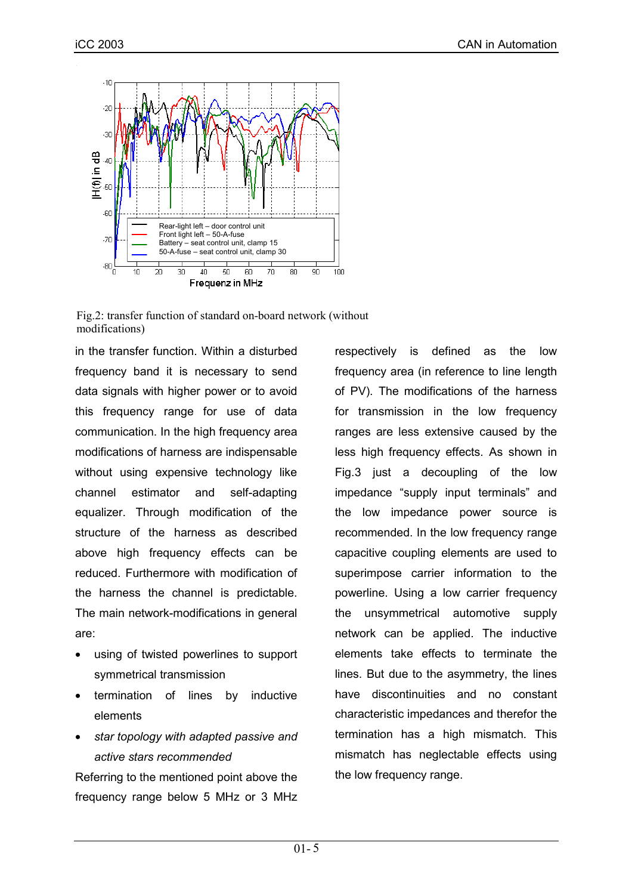Fig.2: transfer function of standard on-board network (without modifications)

in the transfer function. Within a disturbed frequency band it is necessary to send data signals with higher power or to avoid this frequency range for use of data communication. In the high frequency area modifications of harness are indispensable without using expensive technology like channel estimator and self-adapting equalizer. Through modification of the structure of the harness as described above high frequency effects can be reduced. Furthermore with modification of the harness the channel is predictable. The main network-modifications in general are:

- using of twisted powerlines to support symmetrical transmission
- termination of lines by inductive elements
- *star topology with adapted passive and active stars recommended*

Referring to the mentioned point above the frequency range below 5 MHz or 3 MHz respectively is defined as the low frequency area (in reference to line length of PV). The modifications of the harness for transmission in the low frequency ranges are less extensive caused by the less high frequency effects. As shown in Fig.3 just a decoupling of the low impedance “supply input terminals” and the low impedance power source is recommended. In the low frequency range capacitive coupling elements are used to superimpose carrier information to the powerline. Using a low carrier frequency the unsymmetrical automotive supply network can be applied. The inductive elements take effects to terminate the lines. But due to the asymmetry, the lines have discontinuities and no constant characteristic impedances and therefor the termination has a high mismatch. This mismatch has neglectable effects using the low frequency range.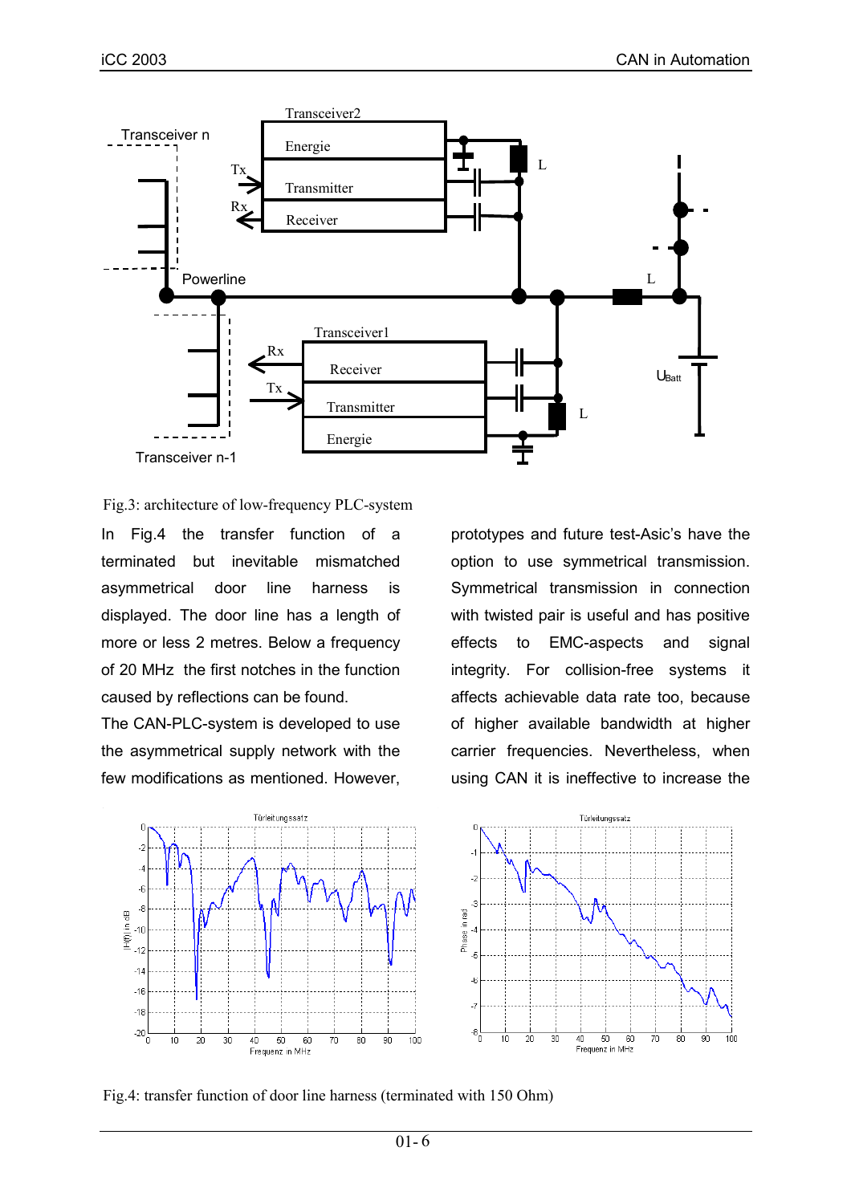Fig.3: architecture of low-frequency PLC-system

In Fig.4 the transfer function of a terminated but inevitable mismatched asymmetrical door line harness is displayed. The door line has a length of more or less 2 metres. Below a frequency of 20 MHz the first notches in the function caused by reflections can be found.

The CAN-PLC-system is developed to use the asymmetrical supply network with the few modifications as mentioned. However, prototypes and future test-Asic's have the option to use symmetrical transmission. Symmetrical transmission in connection with twisted pair is useful and has positive effects to EMC-aspects and signal integrity. For collision-free systems it affects achievable data rate too, because of higher available bandwidth at higher carrier frequencies. Nevertheless, when using CAN it is ineffective to increase the

Fig.4: transfer function of door line harness (terminated with 150 Ohm)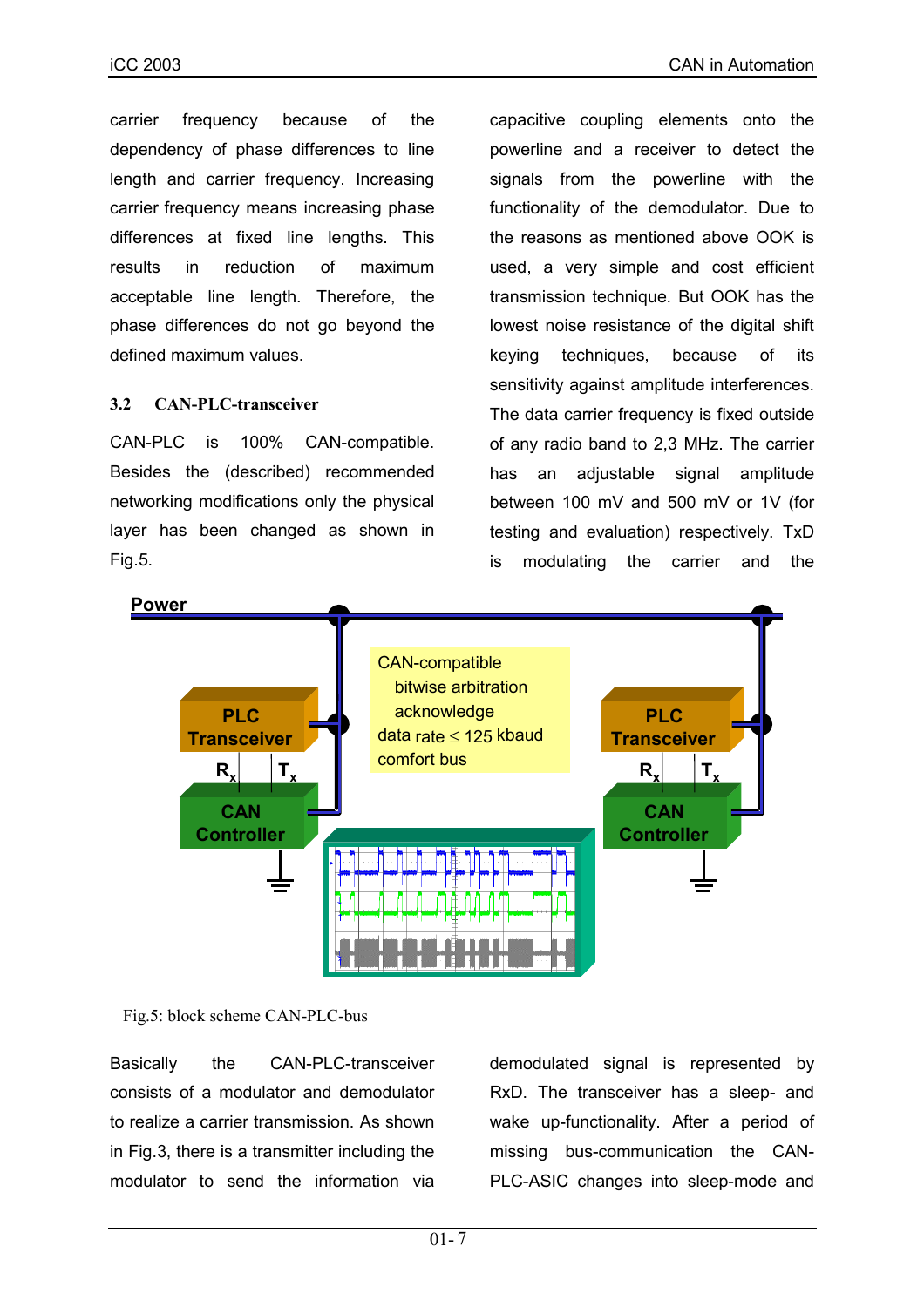carrier frequency because of the dependency of phase differences to line length and carrier frequency. Increasing carrier frequency means increasing phase differences at fixed line lengths. This results in reduction of maximum acceptable line length. Therefore, the phase differences do not go beyond the defined maximum values.

### 3.2 CAN-PLC-transceiver

CAN-PLC is 100% CAN-compatible. Besides the (described) recommended networking modifications only the physical layer has been changed as shown in Fig.5.

capacitive coupling elements onto the powerline and a receiver to detect the signals from the powerline with the functionality of the demodulator. Due to the reasons as mentioned above OOK is used, a very simple and cost efficient transmission technique. But OOK has the lowest noise resistance of the digital shift keying techniques, because of its sensitivity against amplitude interferences. The data carrier frequency is fixed outside of any radio band to 2,3 MHz. The carrier has an adjustable signal amplitude between 100 mV and 500 mV or 1V (for testing and evaluation) respectively. TxD is modulating the carrier and the demodulated signal is represented by RxD. The transceiver has a sleep- and wake up-functionality. After a period of missing bus-communication the CAN-PLC-ASIC changes into sleep-mode and

Fig.5: block scheme CAN-PLC-bus

Basically the CAN-PLC-transceiver consists of a modulator and demodulator to realize a carrier transmission. As shown in Fig.3, there is a transmitter including the modulator to send the information via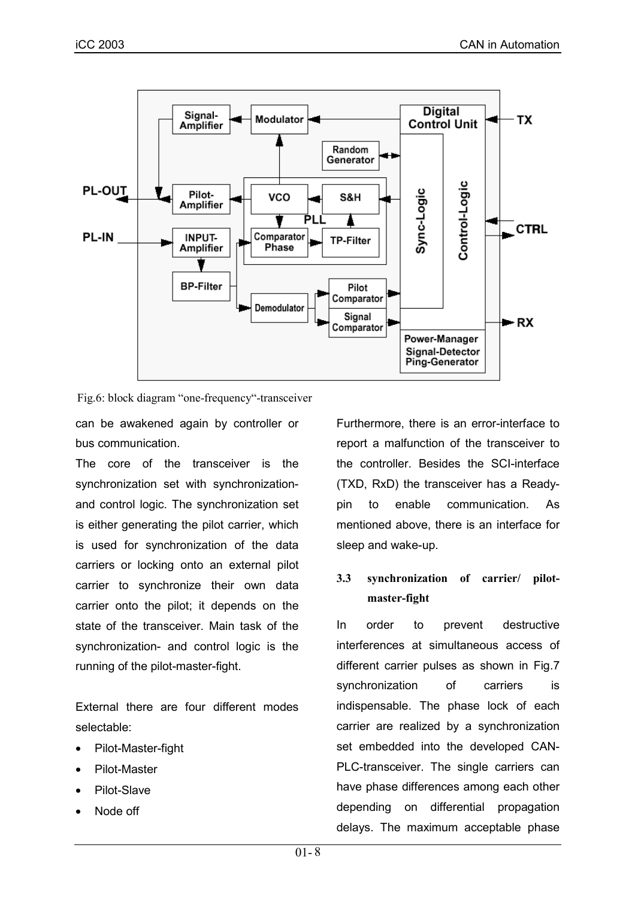Fig.6: block diagram "one-frequency"-transceiver

can be awakened again by controller or bus communication.

The core of the transceiver is the synchronization set with synchronization- and control logic. The synchronization set is either generating the pilot carrier, which is used for synchronization of the data carriers or locking onto an external pilot carrier to synchronize their own data carrier onto the pilot; it depends on the state of the transceiver. Main task of the synchronization- and control logic is the running of the pilot-master-fight.

External there are four different modes selectable:

- Pilot-Master-fight
- Pilot-Master
- Pilot-Slave
- Node off

Furthermore, there is an error-interface to report a malfunction of the transceiver to the controller. Besides the SCI-interface (TXD, RxD) the transceiver has a Ready-pin to enable communication. As mentioned above, there is an interface for sleep and wake-up.

### 3.3 synchronization of carrier/ pilot-master-fight

In order to prevent destructive interferences at simultaneous access of different carrier pulses as shown in Fig.7 synchronization of carriers is indispensable. The phase lock of each carrier are realized by a synchronization set embedded into the developed CAN-PLC-transceiver. The single carriers can have phase differences among each other depending on differential propagation delays. The maximum acceptable phase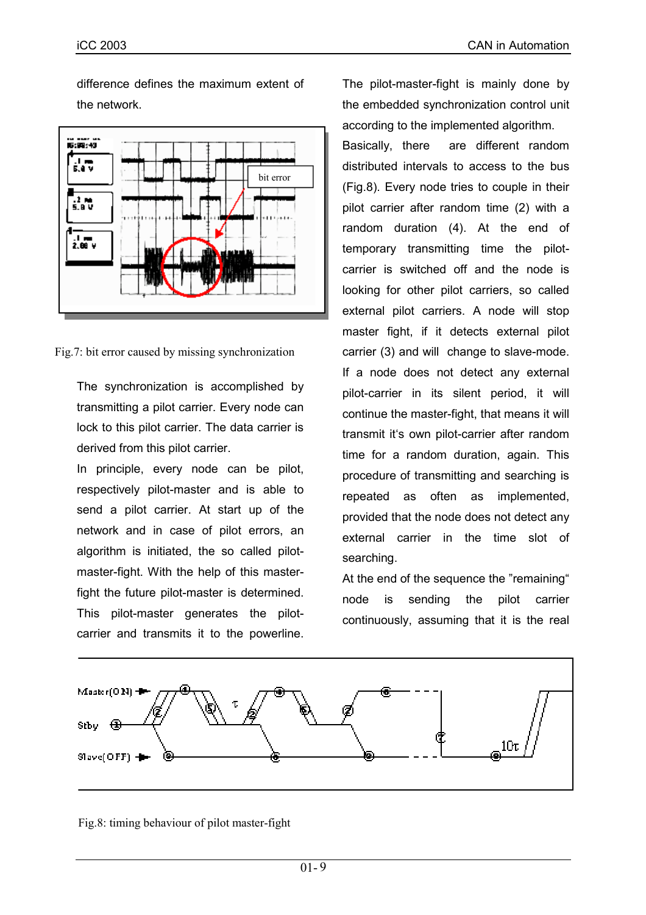difference defines the maximum extent of the network.

Fig.7: bit error caused by missing synchronization

The synchronization is accomplished by transmitting a pilot carrier. Every node can lock to this pilot carrier. The data carrier is derived from this pilot carrier.

In principle, every node can be pilot, respectively pilot-master and is able to send a pilot carrier. At start up of the network and in case of pilot errors, an algorithm is initiated, the so called pilot-master-fight. With the help of this master-fight the future pilot-master is determined. This pilot-master generates the pilot-carrier and transmits it to the powerline. The pilot-master-fight is mainly done by the embedded synchronization control unit according to the implemented algorithm.

Basically, there are different random distributed intervals to access to the bus (Fig.8). Every node tries to couple in their pilot carrier after random time (2) with a random duration (4). At the end of temporary transmitting time the pilot-carrier is switched off and the node is looking for other pilot carriers, so called external pilot carriers. A node will stop master fight, if it detects external pilot carrier (3) and will change to slave-mode. If a node does not detect any external pilot-carrier in its silent period, it will continue the master-fight, that means it will transmit it's own pilot-carrier after random time for a random duration, again. This procedure of transmitting and searching is repeated as often as implemented, provided that the node does not detect any external carrier in the time slot of searching.

At the end of the sequence the "remaining" node is sending the pilot carrier continuously, assuming that it is the real

Fig.8: timing behaviour of pilot master-fight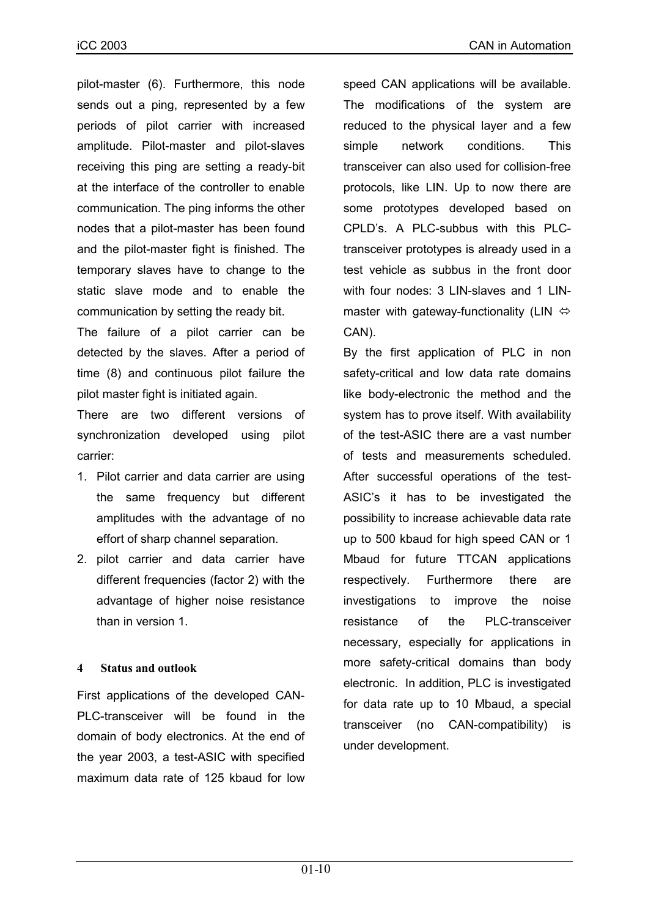pilot-master (6). Furthermore, this node sends out a ping, represented by a few periods of pilot carrier with increased amplitude. Pilot-master and pilot-slaves receiving this ping are setting a ready-bit at the interface of the controller to enable communication. The ping informs the other nodes that a pilot-master has been found and the pilot-master fight is finished. The temporary slaves have to change to the static slave mode and to enable the communication by setting the ready bit.

The failure of a pilot carrier can be detected by the slaves. After a period of time (8) and continuous pilot failure the pilot master fight is initiated again.

There are two different versions of synchronization developed using pilot carrier:

1. Pilot carrier and data carrier are using the same frequency but different amplitudes with the advantage of no effort of sharp channel separation.
2. pilot carrier and data carrier have different frequencies (factor 2) with the advantage of higher noise resistance than in version 1.

## 4 Status and outlook

First applications of the developed CAN-PLC-transceiver will be found in the domain of body electronics. At the end of the year 2003, a test-ASIC with specified maximum data rate of 125 kbaud for low speed CAN applications will be available. The modifications of the system are reduced to the physical layer and a few simple network conditions. This transceiver can also used for collision-free protocols, like LIN. Up to now there are some prototypes developed based on CPLD's. A PLC-subbus with this PLC-transceiver prototypes is already used in a test vehicle as subbus in the front door with four nodes: 3 LIN-slaves and 1 LIN-master with gateway-functionality (LIN ⇔ CAN).

By the first application of PLC in non safety-critical and low data rate domains like body-electronic the method and the system has to prove itself. With availability of the test-ASIC there are a vast number of tests and measurements scheduled. After successful operations of the test-ASIC's it has to be investigated the possibility to increase achievable data rate up to 500 kbaud for high speed CAN or 1 Mbaud for future TTCAN applications respectively. Furthermore there are investigations to improve the noise resistance of the PLC-transceiver necessary, especially for applications in more safety-critical domains than body electronic. In addition, PLC is investigated for data rate up to 10 Mbaud, a special transceiver (no CAN-compatibility) is under development.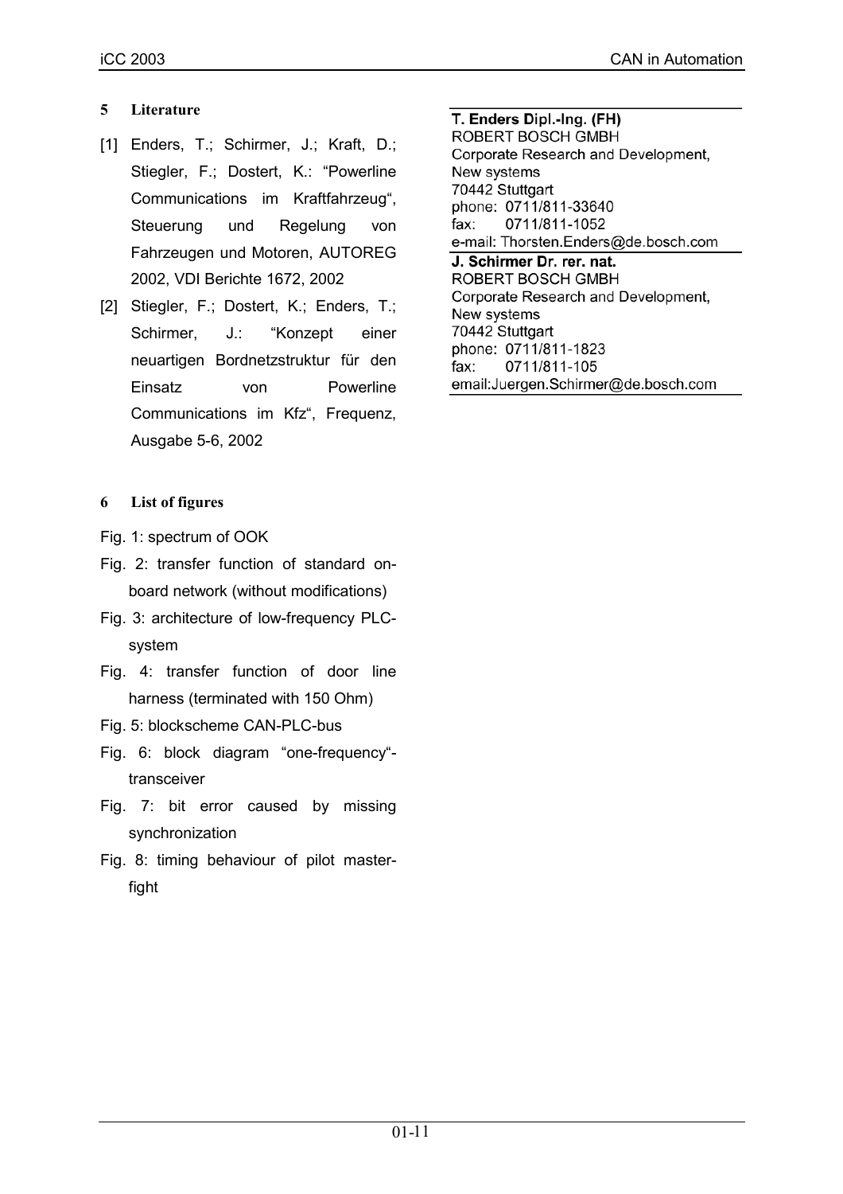## 5 Literature

[1] Enders, T.; Schirmer, J.; Kraft, D.; Stiegler, F.; Dostert, K.: "Powerline Communications im Kraftfahrzeug", Steuerung und Regelung von Fahrzeugen und Motoren, AUTOREG 2002, VDI Berichte 1672, 2002

[2] Stiegler, F.; Dostert, K.; Enders, T.; Schirmer, J.: "Konzept einer neuartigen Bordnetzstruktur für den Einsatz von Powerline Communications im Kfz", Frequenz, Ausgabe 5-6, 2002

## 6 List of figures

Fig. 1: spectrum of OOK

Fig. 2: transfer function of standard on-board network (without modifications)

Fig. 3: architecture of low-frequency PLC-system

Fig. 4: transfer function of door line harness (terminated with 150 Ohm)

Fig. 5: blockscheme CAN-PLC-bus

Fig. 6: block diagram "one-frequency"-transceiver

Fig. 7: bit error caused by missing synchronization

Fig. 8: timing behaviour of pilot master-fight

**T. Enders Dipl.-Ing. (FH)**
ROBERT BOSCH GMBH
Corporate Research and Development, New systems
70442 Stuttgart
phone: 0711/811-33640
fax: 0711/811-1052
e-mail: Thorsten.Enders@de.bosch.com

**J. Schirmer Dr. rer. nat.**
ROBERT BOSCH GMBH
Corporate Research and Development, New systems
70442 Stuttgart
phone: 0711/811-1823
fax: 0711/811-105
email:Juergen.Schirmer@de.bosch.com